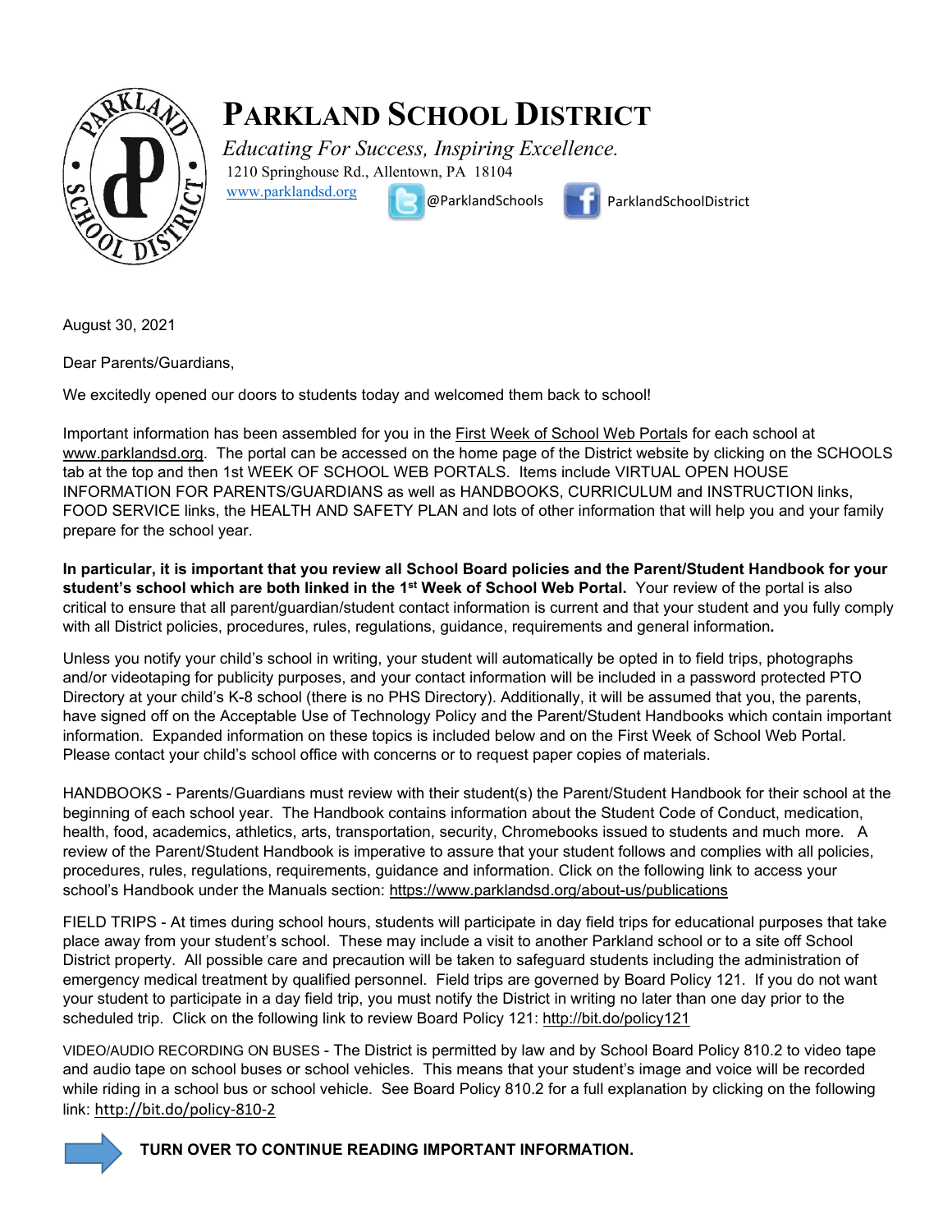# PARKLAND SCHOOL DISTRICT

*Educating For Success, Inspiring Excellence.*

1210 Springhouse Rd., Allentown, PA 18104

www.parklandsd.org @ParklandSchools ParklandSchoolDistrict

August 30, 2021

Dear Parents/Guardians,

We excitedly opened our doors to students today and welcomed them back to school!

Important information has been assembled for you in the First Week of School Web Portals for each school at www.parklandsd.org. The portal can be accessed on the home page of the District website by clicking on the SCHOOLS tab at the top and then 1st WEEK OF SCHOOL WEB PORTALS. Items include VIRTUAL OPEN HOUSE INFORMATION FOR PARENTS/GUARDIANS as well as HANDBOOKS, CURRICULUM and INSTRUCTION links, FOOD SERVICE links, the HEALTH AND SAFETY PLAN and lots of other information that will help you and your family prepare for the school year.

**In particular, it is important that you review all School Board policies and the Parent/Student Handbook for your student's school which are both linked in the 1st Week of School Web Portal.** Your review of the portal is also critical to ensure that all parent/guardian/student contact information is current and that your student and you fully comply with all District policies, procedures, rules, regulations, guidance, requirements and general information**.**

Unless you notify your child's school in writing, your student will automatically be opted in to field trips, photographs and/or videotaping for publicity purposes, and your contact information will be included in a password protected PTO Directory at your child's K-8 school (there is no PHS Directory). Additionally, it will be assumed that you, the parents, have signed off on the Acceptable Use of Technology Policy and the Parent/Student Handbooks which contain important information. Expanded information on these topics is included below and on the First Week of School Web Portal. Please contact your child's school office with concerns or to request paper copies of materials.

HANDBOOKS - Parents/Guardians must review with their student(s) the Parent/Student Handbook for their school at the beginning of each school year. The Handbook contains information about the Student Code of Conduct, medication, health, food, academics, athletics, arts, transportation, security, Chromebooks issued to students and much more. A review of the Parent/Student Handbook is imperative to assure that your student follows and complies with all policies, procedures, rules, regulations, requirements, guidance and information. Click on the following link to access your school's Handbook under the Manuals section: https://www.parklandsd.org/about-us/publications

FIELD TRIPS - At times during school hours, students will participate in day field trips for educational purposes that take place away from your student's school. These may include a visit to another Parkland school or to a site off School District property. All possible care and precaution will be taken to safeguard students including the administration of emergency medical treatment by qualified personnel. Field trips are governed by Board Policy 121. If you do not want your student to participate in a day field trip, you must notify the District in writing no later than one day prior to the scheduled trip. Click on the following link to review Board Policy 121: http://bit.do/policy121

VIDEO/AUDIO RECORDING ON BUSES - The District is permitted by law and by School Board Policy 810.2 to video tape and audio tape on school buses or school vehicles. This means that your student's image and voice will be recorded while riding in a school bus or school vehicle. See Board Policy 810.2 for a full explanation by clicking on the following link: http://bit.do/policy-810-2

**TURN OVER TO CONTINUE READING IMPORTANT INFORMATION.**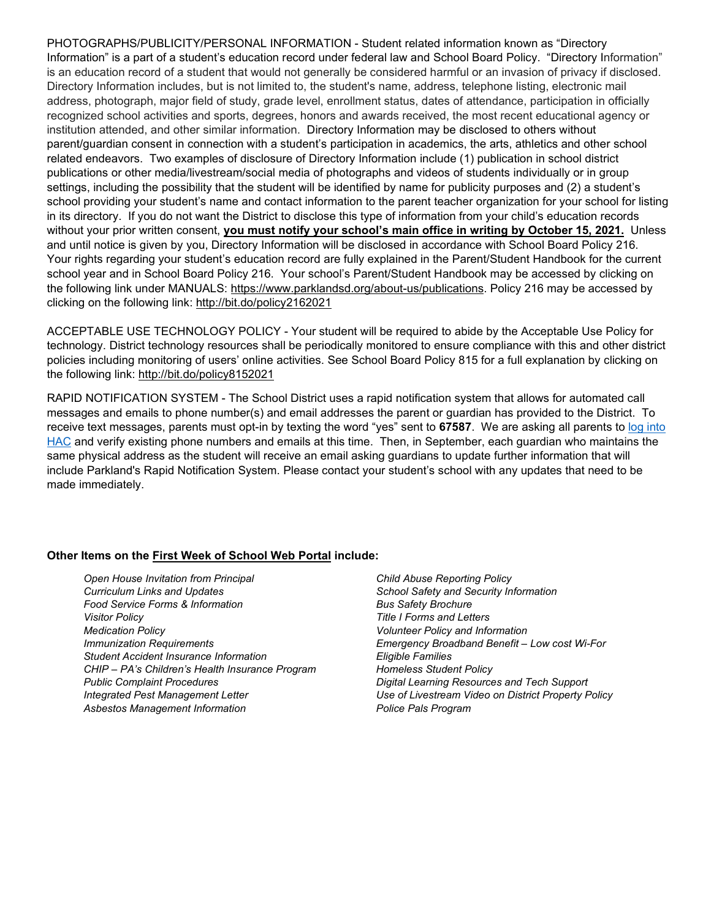PHOTOGRAPHS/PUBLICITY/PERSONAL INFORMATION - Student related information known as "Directory Information" is a part of a student's education record under federal law and School Board Policy. "Directory Information" is an education record of a student that would not generally be considered harmful or an invasion of privacy if disclosed. Directory Information includes, but is not limited to, the student's name, address, telephone listing, electronic mail address, photograph, major field of study, grade level, enrollment status, dates of attendance, participation in officially recognized school activities and sports, degrees, honors and awards received, the most recent educational agency or institution attended, and other similar information. Directory Information may be disclosed to others without parent/guardian consent in connection with a student's participation in academics, the arts, athletics and other school related endeavors. Two examples of disclosure of Directory Information include (1) publication in school district publications or other media/livestream/social media of photographs and videos of students individually or in group settings, including the possibility that the student will be identified by name for publicity purposes and (2) a student's school providing your student's name and contact information to the parent teacher organization for your school for listing in its directory. If you do not want the District to disclose this type of information from your child's education records without your prior written consent, **<u>you must notify your school's main office in writing by October 15, 2021.</u>** Unless and until notice is given by you, Directory Information will be disclosed in accordance with School Board Policy 216. Your rights regarding your student's education record are fully explained in the Parent/Student Handbook for the current school year and in School Board Policy 216. Your school's Parent/Student Handbook may be accessed by clicking on the following link under MANUALS: https://www.parklandsd.org/about-us/publications. Policy 216 may be accessed by clicking on the following link: http://bit.do/policy2162021

ACCEPTABLE USE TECHNOLOGY POLICY - Your student will be required to abide by the Acceptable Use Policy for technology. District technology resources shall be periodically monitored to ensure compliance with this and other district policies including monitoring of users' online activities. See School Board Policy 815 for a full explanation by clicking on the following link: http://bit.do/policy8152021

RAPID NOTIFICATION SYSTEM - The School District uses a rapid notification system that allows for automated call messages and emails to phone number(s) and email addresses the parent or guardian has provided to the District. To receive text messages, parents must opt-in by texting the word "yes" sent to **67587**. We are asking all parents to log into HAC and verify existing phone numbers and emails at this time. Then, in September, each guardian who maintains the same physical address as the student will receive an email asking guardians to update further information that will include Parkland's Rapid Notification System. Please contact your student's school with any updates that need to be made immediately.

**Other Items on the <u>First Week of School Web Portal</u> include:**

- *Open House Invitation from Principal*
- *Curriculum Links and Updates*
- *Food Service Forms & Information*
- *Visitor Policy*
- *Medication Policy*
- *Immunization Requirements*
- *Student Accident Insurance Information*
- *CHIP – PA's Children's Health Insurance Program*
- *Public Complaint Procedures*
- *Integrated Pest Management Letter*
- *Asbestos Management Information*
- *Child Abuse Reporting Policy*
- *School Safety and Security Information*
- *Bus Safety Brochure*
- *Title I Forms and Letters*
- *Volunteer Policy and Information*
- *Emergency Broadband Benefit – Low cost Wi-For Eligible Families*
- *Homeless Student Policy*
- *Digital Learning Resources and Tech Support*
- *Use of Livestream Video on District Property Policy*
- *Police Pals Program*